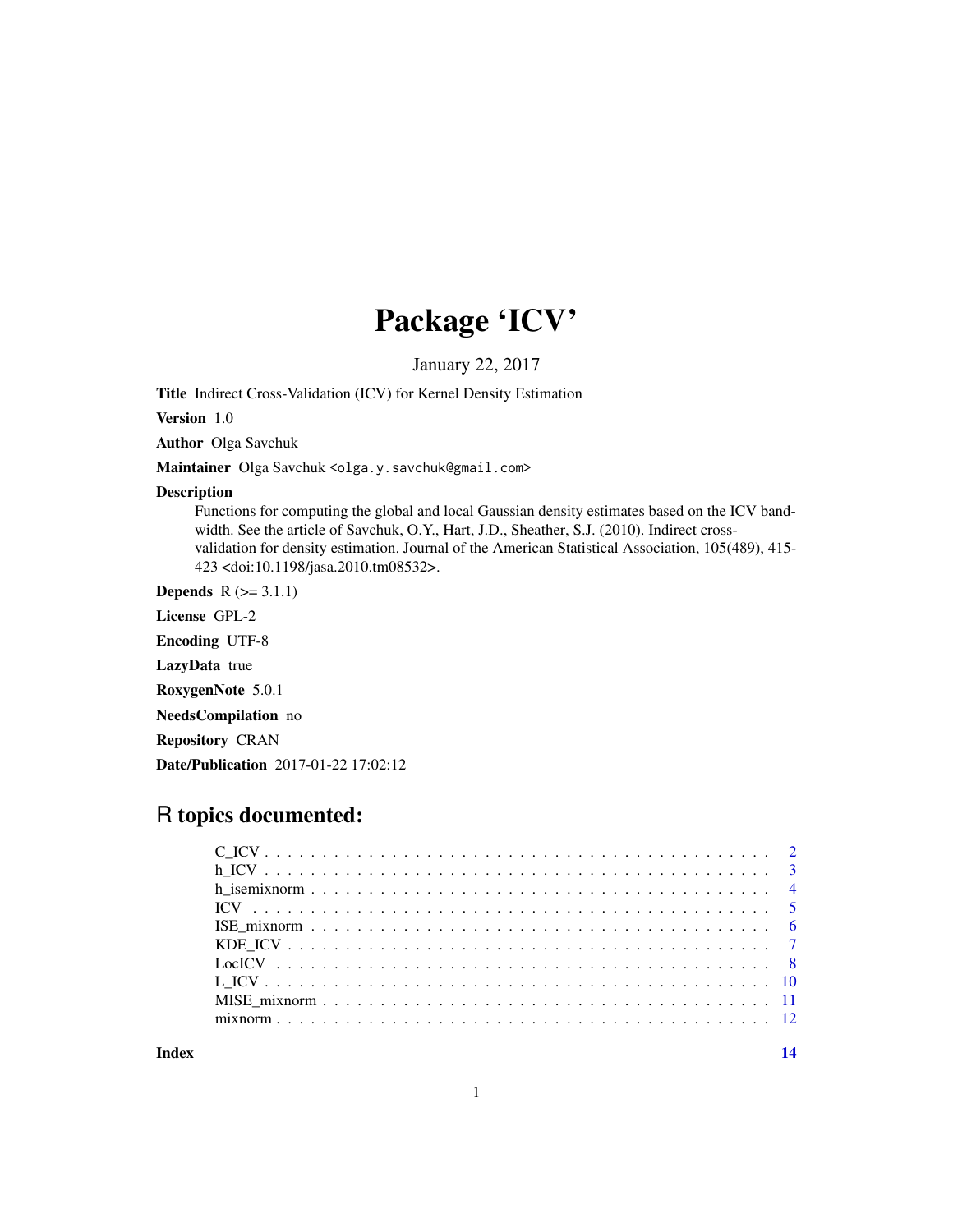# Package 'ICV'

January 22, 2017

**Title** Indirect Cross-Validation (ICV) for Kernel Density Estimation

**Version** 1.0

**Author** Olga Savchuk

**Maintainer** Olga Savchuk <olga.y.savchuk@gmail.com>

**Description**
Functions for computing the global and local Gaussian density estimates based on the ICV bandwidth. See the article of Savchuk, O.Y., Hart, J.D., Sheather, S.J. (2010). Indirect cross-validation for density estimation. Journal of the American Statistical Association, 105(489), 415-423 <doi:10.1198/jasa.2010.tm08532>.

**Depends** R (>= 3.1.1)

**License** GPL-2

**Encoding** UTF-8

**LazyData** true

**RoxygenNote** 5.0.1

**NeedsCompilation** no

**Repository** CRAN

**Date/Publication** 2017-01-22 17:02:12

## R topics documented:

- C_ICV . . . . . . . . . . . . . . . . . . . . . . . . . . . . . . . . . . . . . . . . . . . 2
- h_ICV . . . . . . . . . . . . . . . . . . . . . . . . . . . . . . . . . . . . . . . . . . . 3
- h_isemixnorm . . . . . . . . . . . . . . . . . . . . . . . . . . . . . . . . . . . . . . . 4
- ICV . . . . . . . . . . . . . . . . . . . . . . . . . . . . . . . . . . . . . . . . . . . . 5
- ISE_mixnorm . . . . . . . . . . . . . . . . . . . . . . . . . . . . . . . . . . . . . . . 6
- KDE_ICV . . . . . . . . . . . . . . . . . . . . . . . . . . . . . . . . . . . . . . . . . 7
- LocICV . . . . . . . . . . . . . . . . . . . . . . . . . . . . . . . . . . . . . . . . . . 8
- L_ICV . . . . . . . . . . . . . . . . . . . . . . . . . . . . . . . . . . . . . . . . . . . 10
- MISE_mixnorm . . . . . . . . . . . . . . . . . . . . . . . . . . . . . . . . . . . . . . 11
- mixnorm . . . . . . . . . . . . . . . . . . . . . . . . . . . . . . . . . . . . . . . . . 12

**Index** **14**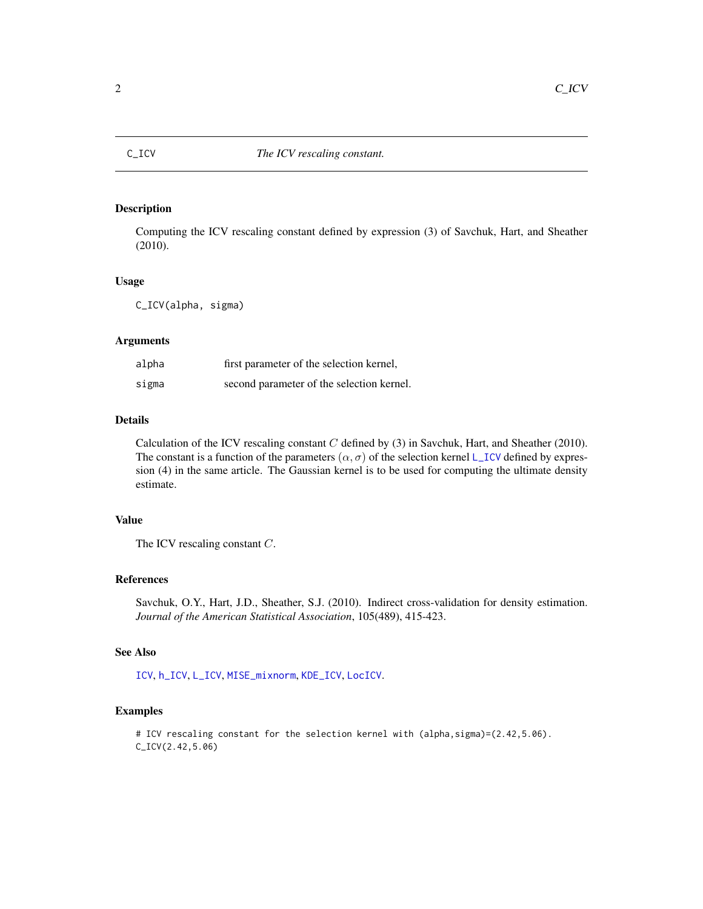# C_ICV — *The ICV rescaling constant.*

## Description

Computing the ICV rescaling constant defined by expression (3) of Savchuk, Hart, and Sheather (2010).

## Usage

```
C_ICV(alpha, sigma)
```

## Arguments

| | |
|---|---|
| alpha | first parameter of the selection kernel, |
| sigma | second parameter of the selection kernel. |

## Details

Calculation of the ICV rescaling constant $C$ defined by (3) in Savchuk, Hart, and Sheather (2010). The constant is a function of the parameters $(\alpha, \sigma)$ of the selection kernel L_ICV defined by expression (4) in the same article. The Gaussian kernel is to be used for computing the ultimate density estimate.

## Value

The ICV rescaling constant $C$.

## References

Savchuk, O.Y., Hart, J.D., Sheather, S.J. (2010). Indirect cross-validation for density estimation. *Journal of the American Statistical Association*, 105(489), 415-423.

## See Also

ICV, h_ICV, L_ICV, MISE_mixnorm, KDE_ICV, LocICV.

## Examples

```
# ICV rescaling constant for the selection kernel with (alpha,sigma)=(2.42,5.06).
C_ICV(2.42,5.06)
```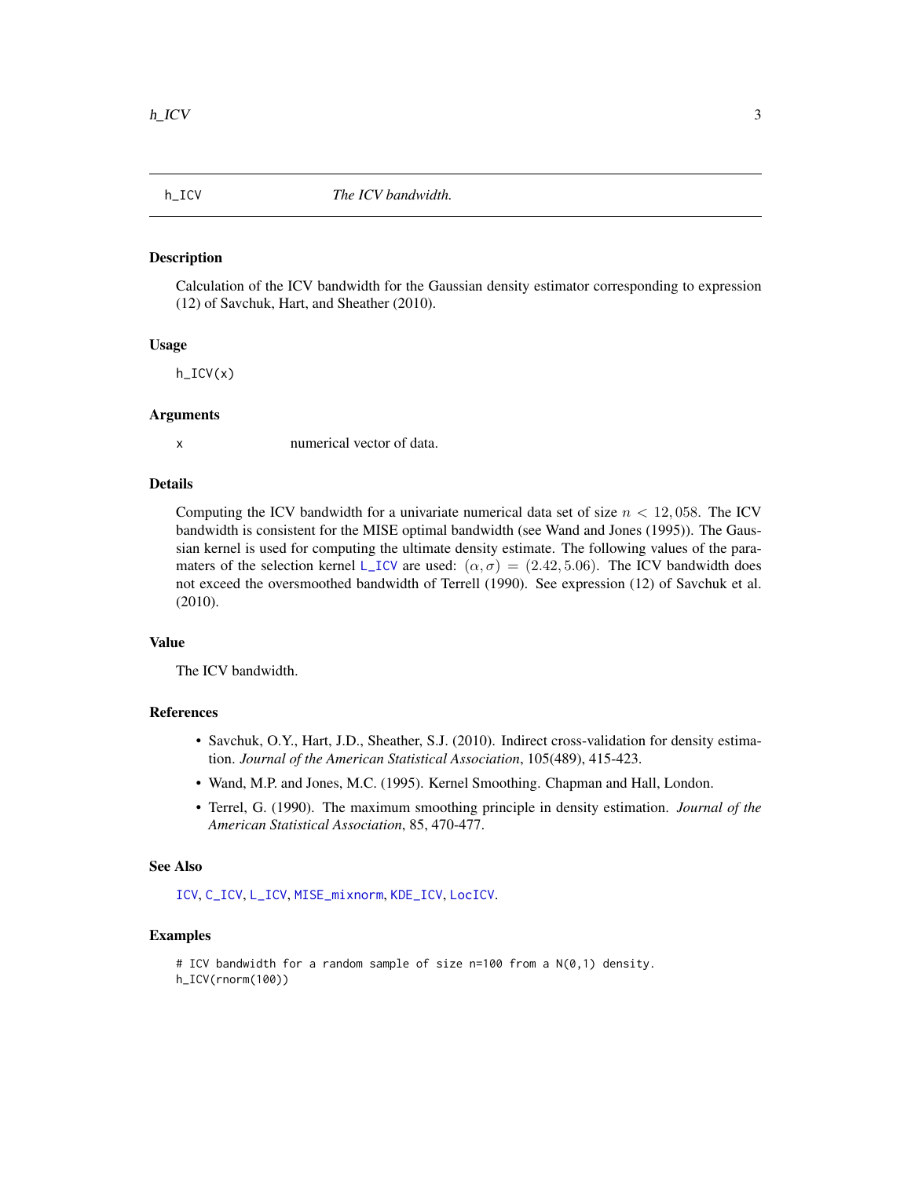h_ICV *The ICV bandwidth.*

### Description

Calculation of the ICV bandwidth for the Gaussian density estimator corresponding to expression (12) of Savchuk, Hart, and Sheather (2010).

### Usage

```
h_ICV(x)
```

### Arguments

| | |
|---|---|
| x | numerical vector of data. |

### Details

Computing the ICV bandwidth for a univariate numerical data set of size $n < 12,058$. The ICV bandwidth is consistent for the MISE optimal bandwidth (see Wand and Jones (1995)). The Gaussian kernel is used for computing the ultimate density estimate. The following values of the paramaters of the selection kernel L_ICV are used: $(\alpha, \sigma) = (2.42, 5.06)$. The ICV bandwidth does not exceed the oversmoothed bandwidth of Terrell (1990). See expression (12) of Savchuk et al. (2010).

### Value

The ICV bandwidth.

### References

- Savchuk, O.Y., Hart, J.D., Sheather, S.J. (2010). Indirect cross-validation for density estimation. *Journal of the American Statistical Association*, 105(489), 415-423.
- Wand, M.P. and Jones, M.C. (1995). Kernel Smoothing. Chapman and Hall, London.
- Terrel, G. (1990). The maximum smoothing principle in density estimation. *Journal of the American Statistical Association*, 85, 470-477.

### See Also

ICV, C_ICV, L_ICV, MISE_mixnorm, KDE_ICV, LocICV.

### Examples

```
# ICV bandwidth for a random sample of size n=100 from a N(0,1) density.
h_ICV(rnorm(100))
```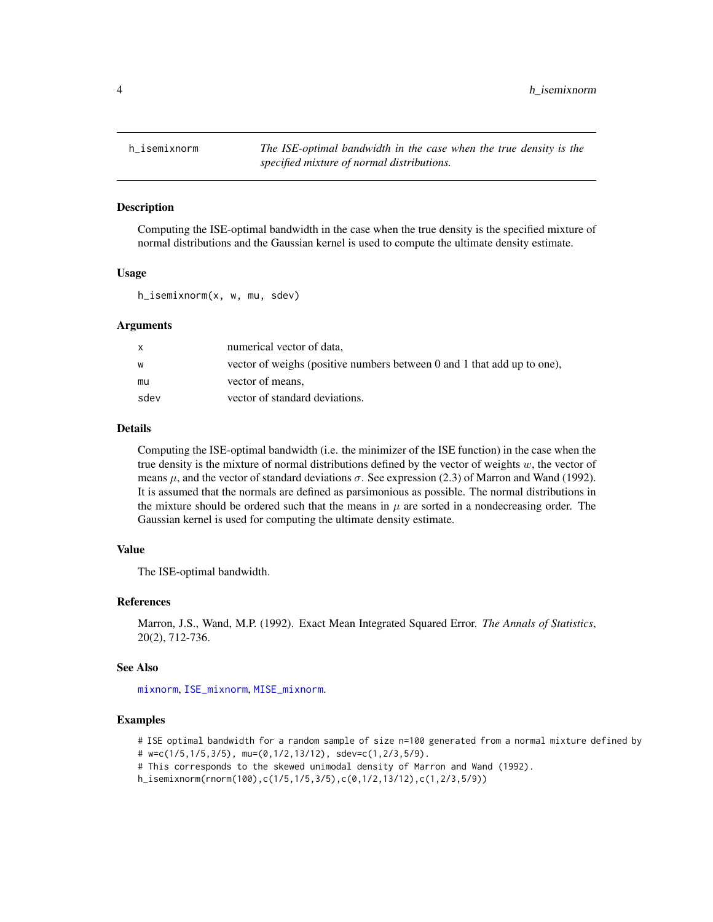h_isemixnorm — *The ISE-optimal bandwidth in the case when the true density is the specified mixture of normal distributions.*

## Description

Computing the ISE-optimal bandwidth in the case when the true density is the specified mixture of normal distributions and the Gaussian kernel is used to compute the ultimate density estimate.

## Usage

```
h_isemixnorm(x, w, mu, sdev)
```

## Arguments

| | |
|---|---|
| x | numerical vector of data, |
| w | vector of weighs (positive numbers between 0 and 1 that add up to one), |
| mu | vector of means, |
| sdev | vector of standard deviations. |

## Details

Computing the ISE-optimal bandwidth (i.e. the minimizer of the ISE function) in the case when the true density is the mixture of normal distributions defined by the vector of weights $w$, the vector of means $\mu$, and the vector of standard deviations $\sigma$. See expression (2.3) of Marron and Wand (1992). It is assumed that the normals are defined as parsimonious as possible. The normal distributions in the mixture should be ordered such that the means in $\mu$ are sorted in a nondecreasing order. The Gaussian kernel is used for computing the ultimate density estimate.

## Value

The ISE-optimal bandwidth.

## References

Marron, J.S., Wand, M.P. (1992). Exact Mean Integrated Squared Error. *The Annals of Statistics*, 20(2), 712-736.

## See Also

mixnorm, ISE_mixnorm, MISE_mixnorm.

## Examples

```
# ISE optimal bandwidth for a random sample of size n=100 generated from a normal mixture defined by
# w=c(1/5,1/5,3/5), mu=(0,1/2,13/12), sdev=c(1,2/3,5/9).
# This corresponds to the skewed unimodal density of Marron and Wand (1992).
h_isemixnorm(rnorm(100),c(1/5,1/5,3/5),c(0,1/2,13/12),c(1,2/3,5/9))
```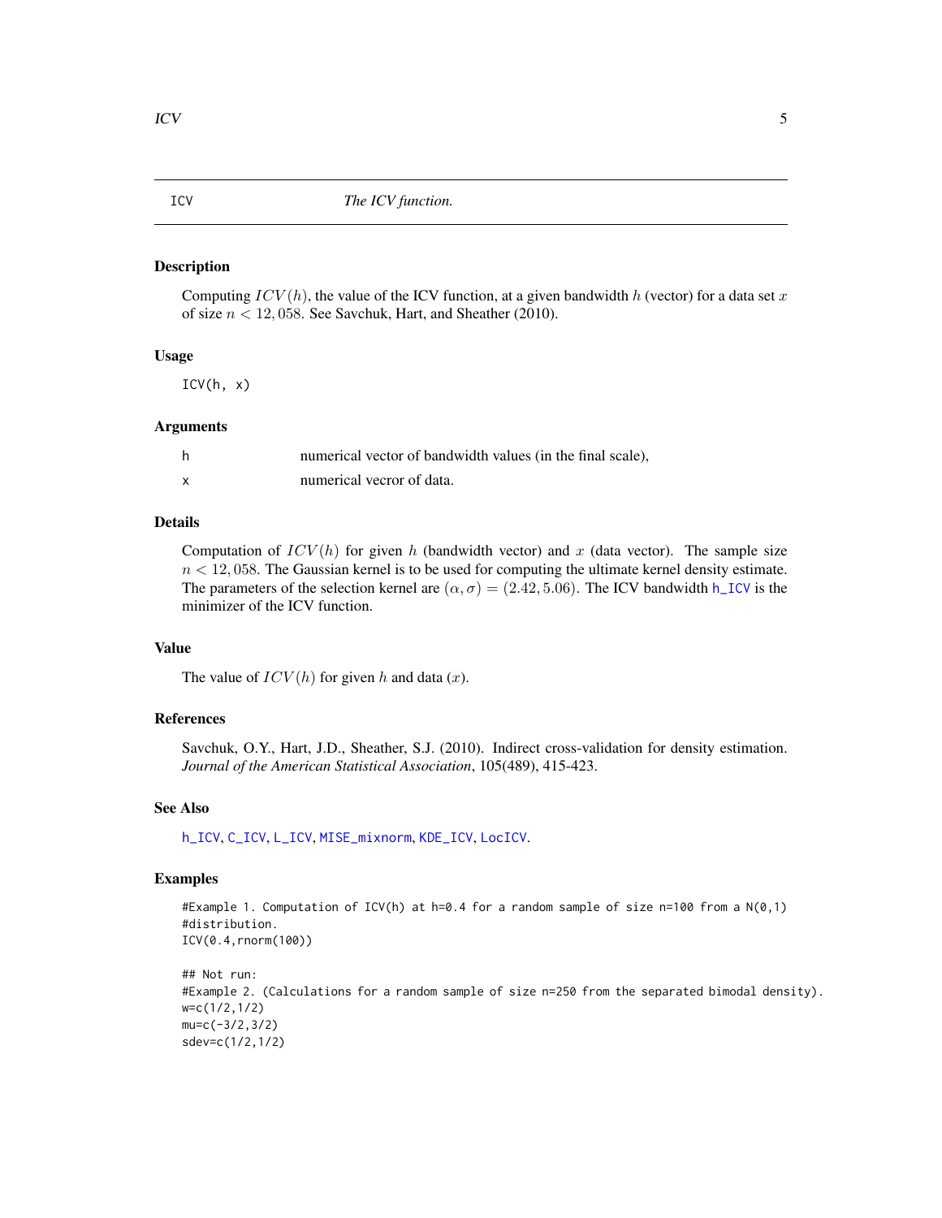ICV *The ICV function.*

### Description

Computing $ICV(h)$, the value of the ICV function, at a given bandwidth $h$ (vector) for a data set $x$ of size $n < 12,058$. See Savchuk, Hart, and Sheather (2010).

### Usage

```
ICV(h, x)
```

### Arguments

| | |
|---|---|
| h | numerical vector of bandwidth values (in the final scale), |
| x | numerical vecror of data. |

### Details

Computation of $ICV(h)$ for given $h$ (bandwidth vector) and $x$ (data vector). The sample size $n < 12,058$. The Gaussian kernel is to be used for computing the ultimate kernel density estimate. The parameters of the selection kernel are $(\alpha, \sigma) = (2.42, 5.06)$. The ICV bandwidth h_ICV is the minimizer of the ICV function.

### Value

The value of $ICV(h)$ for given $h$ and data ($x$).

### References

Savchuk, O.Y., Hart, J.D., Sheather, S.J. (2010). Indirect cross-validation for density estimation. *Journal of the American Statistical Association*, 105(489), 415-423.

### See Also

h_ICV, C_ICV, L_ICV, MISE_mixnorm, KDE_ICV, LocICV.

### Examples

```
#Example 1. Computation of ICV(h) at h=0.4 for a random sample of size n=100 from a N(0,1)
#distribution.
ICV(0.4,rnorm(100))

## Not run:
#Example 2. (Calculations for a random sample of size n=250 from the separated bimodal density).
w=c(1/2,1/2)
mu=c(-3/2,3/2)
sdev=c(1/2,1/2)
```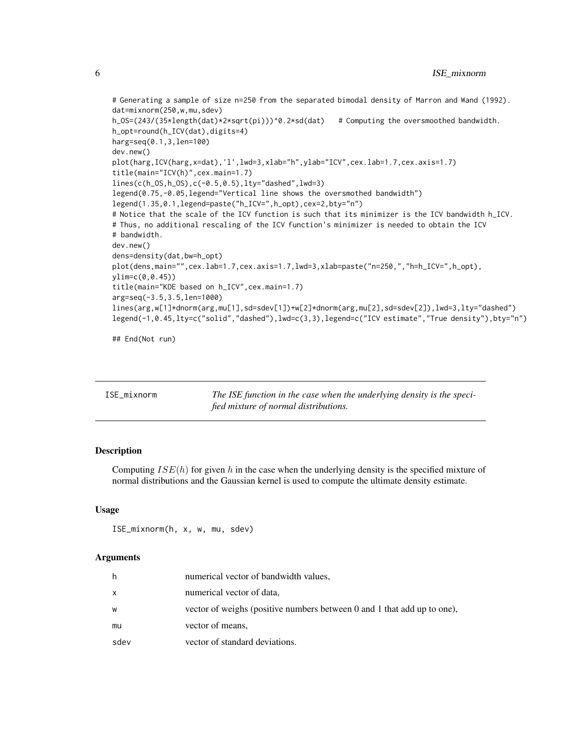```
# Generating a sample of size n=250 from the separated bimodal density of Marron and Wand (1992).
dat=mixnorm(250,w,mu,sdev)
h_OS=(243/(35*length(dat)*2*sqrt(pi)))^0.2*sd(dat)   # Computing the oversmoothed bandwidth.
h_opt=round(h_ICV(dat),digits=4)
harg=seq(0.1,3,len=100)
dev.new()
plot(harg,ICV(harg,x=dat),'l',lwd=3,xlab="h",ylab="ICV",cex.lab=1.7,cex.axis=1.7)
title(main="ICV(h)",cex.main=1.7)
lines(c(h_OS,h_OS),c(-0.5,0.5),lty="dashed",lwd=3)
legend(0.75,-0.05,legend="Vertical line shows the oversmothed bandwidth")
legend(1.35,0.1,legend=paste("h_ICV=",h_opt),cex=2,bty="n")
# Notice that the scale of the ICV function is such that its minimizer is the ICV bandwidth h_ICV.
# Thus, no additional rescaling of the ICV function's minimizer is needed to obtain the ICV
# bandwidth.
dev.new()
dens=density(dat,bw=h_opt)
plot(dens,main="",cex.lab=1.7,cex.axis=1.7,lwd=3,xlab=paste("n=250,","h=h_ICV=",h_opt),
ylim=c(0,0.45))
title(main="KDE based on h_ICV",cex.main=1.7)
arg=seq(-3.5,3.5,len=1000)
lines(arg,w[1]*dnorm(arg,mu[1],sd=sdev[1])+w[2]*dnorm(arg,mu[2],sd=sdev[2]),lwd=3,lty="dashed")
legend(-1,0.45,lty=c("solid","dashed"),lwd=c(3,3),legend=c("ICV estimate","True density"),bty="n")

## End(Not run)
```

---

## ISE_mixnorm

*The ISE function in the case when the underlying density is the specified mixture of normal distributions.*

### Description

Computing $ISE(h)$ for given $h$ in the case when the underlying density is the specified mixture of normal distributions and the Gaussian kernel is used to compute the ultimate density estimate.

### Usage

```
ISE_mixnorm(h, x, w, mu, sdev)
```

### Arguments

| | |
|---|---|
| h | numerical vector of bandwidth values, |
| x | numerical vector of data, |
| w | vector of weighs (positive numbers between 0 and 1 that add up to one), |
| mu | vector of means, |
| sdev | vector of standard deviations. |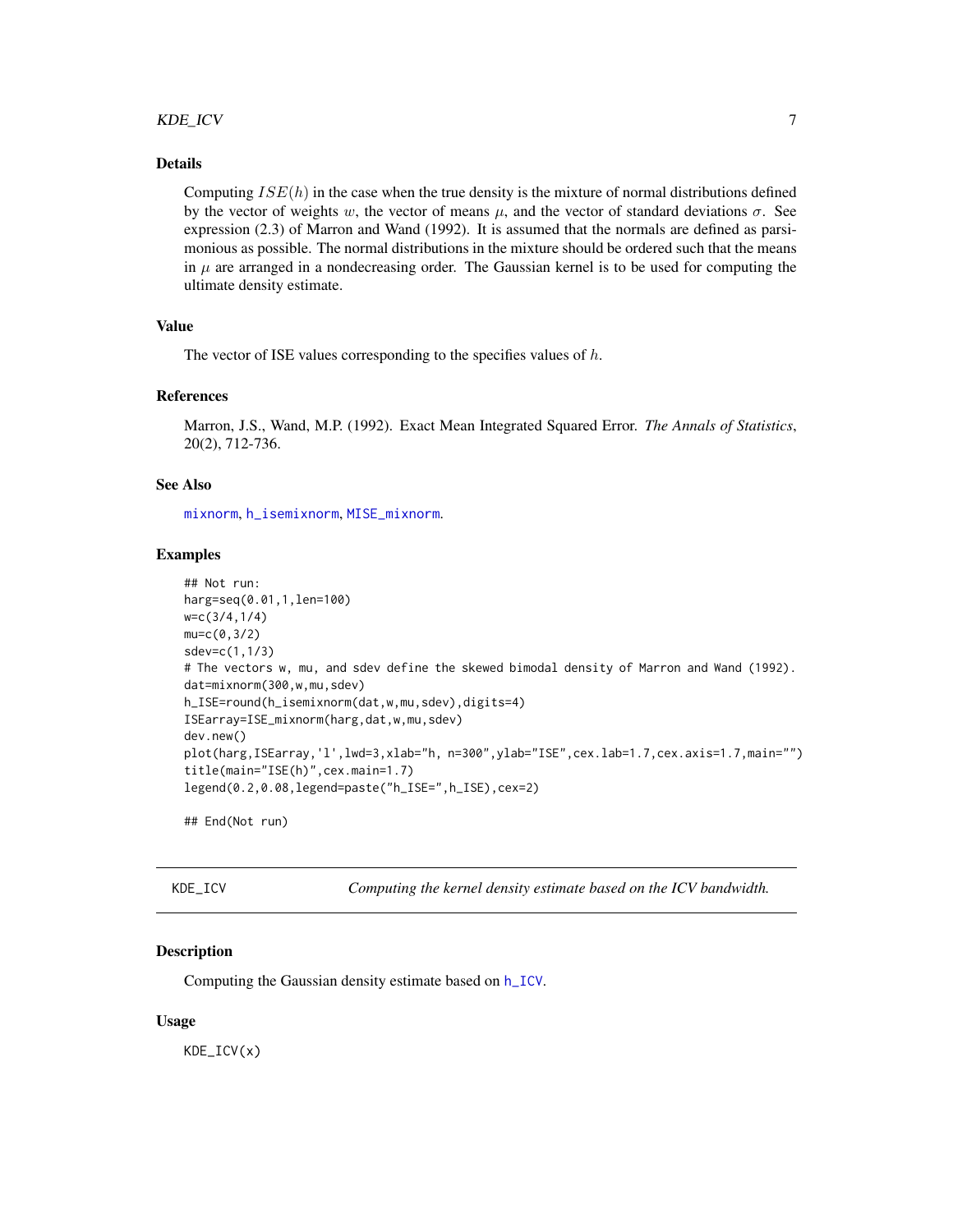## Details

Computing $ISE(h)$ in the case when the true density is the mixture of normal distributions defined by the vector of weights $w$, the vector of means $\mu$, and the vector of standard deviations $\sigma$. See expression (2.3) of Marron and Wand (1992). It is assumed that the normals are defined as parsimonious as possible. The normal distributions in the mixture should be ordered such that the means in $\mu$ are arranged in a nondecreasing order. The Gaussian kernel is to be used for computing the ultimate density estimate.

## Value

The vector of ISE values corresponding to the specifies values of $h$.

## References

Marron, J.S., Wand, M.P. (1992). Exact Mean Integrated Squared Error. *The Annals of Statistics*, 20(2), 712-736.

## See Also

mixnorm, h_isemixnorm, MISE_mixnorm.

## Examples

```
## Not run:
harg=seq(0.01,1,len=100)
w=c(3/4,1/4)
mu=c(0,3/2)
sdev=c(1,1/3)
# The vectors w, mu, and sdev define the skewed bimodal density of Marron and Wand (1992).
dat=mixnorm(300,w,mu,sdev)
h_ISE=round(h_isemixnorm(dat,w,mu,sdev),digits=4)
ISEarray=ISE_mixnorm(harg,dat,w,mu,sdev)
dev.new()
plot(harg,ISEarray,'l',lwd=3,xlab="h, n=300",ylab="ISE",cex.lab=1.7,cex.axis=1.7,main="")
title(main="ISE(h)",cex.main=1.7)
legend(0.2,0.08,legend=paste("h_ISE=",h_ISE),cex=2)

## End(Not run)
```

---

# KDE_ICV *Computing the kernel density estimate based on the ICV bandwidth.*

---

## Description

Computing the Gaussian density estimate based on h_ICV.

## Usage

```
KDE_ICV(x)
```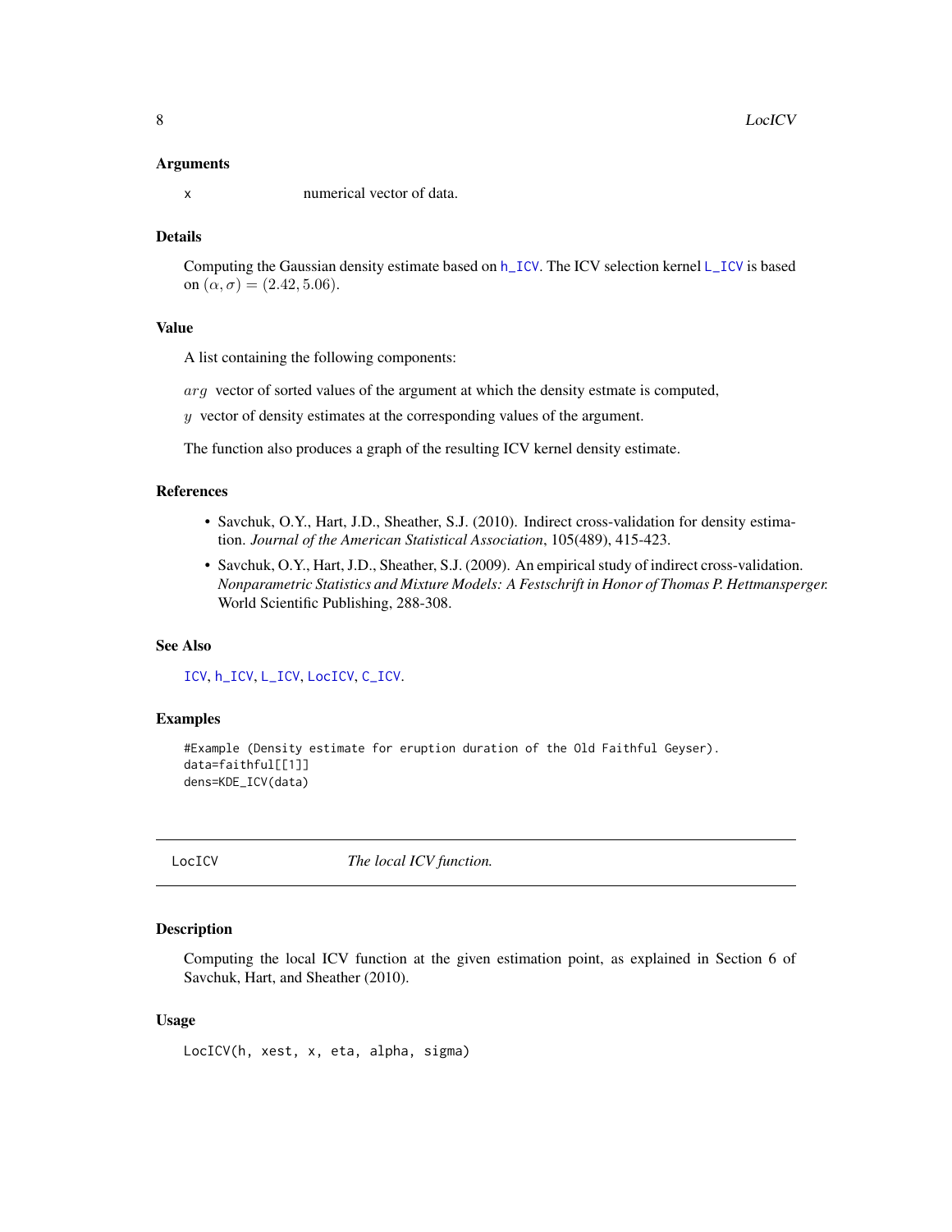### Arguments

x — numerical vector of data.

### Details

Computing the Gaussian density estimate based on h_ICV. The ICV selection kernel L_ICV is based on $(\alpha, \sigma) = (2.42, 5.06)$.

### Value

A list containing the following components:

$arg$ vector of sorted values of the argument at which the density estmate is computed,

$y$ vector of density estimates at the corresponding values of the argument.

The function also produces a graph of the resulting ICV kernel density estimate.

### References

- Savchuk, O.Y., Hart, J.D., Sheather, S.J. (2010). Indirect cross-validation for density estimation. *Journal of the American Statistical Association*, 105(489), 415-423.
- Savchuk, O.Y., Hart, J.D., Sheather, S.J. (2009). An empirical study of indirect cross-validation. *Nonparametric Statistics and Mixture Models: A Festschrift in Honor of Thomas P. Hettmansperger.* World Scientific Publishing, 288-308.

### See Also

ICV, h_ICV, L_ICV, LocICV, C_ICV.

### Examples

```
#Example (Density estimate for eruption duration of the Old Faithful Geyser).
data=faithful[[1]]
dens=KDE_ICV(data)
```

---

## LocICV — *The local ICV function.*

---

### Description

Computing the local ICV function at the given estimation point, as explained in Section 6 of Savchuk, Hart, and Sheather (2010).

### Usage

```
LocICV(h, xest, x, eta, alpha, sigma)
```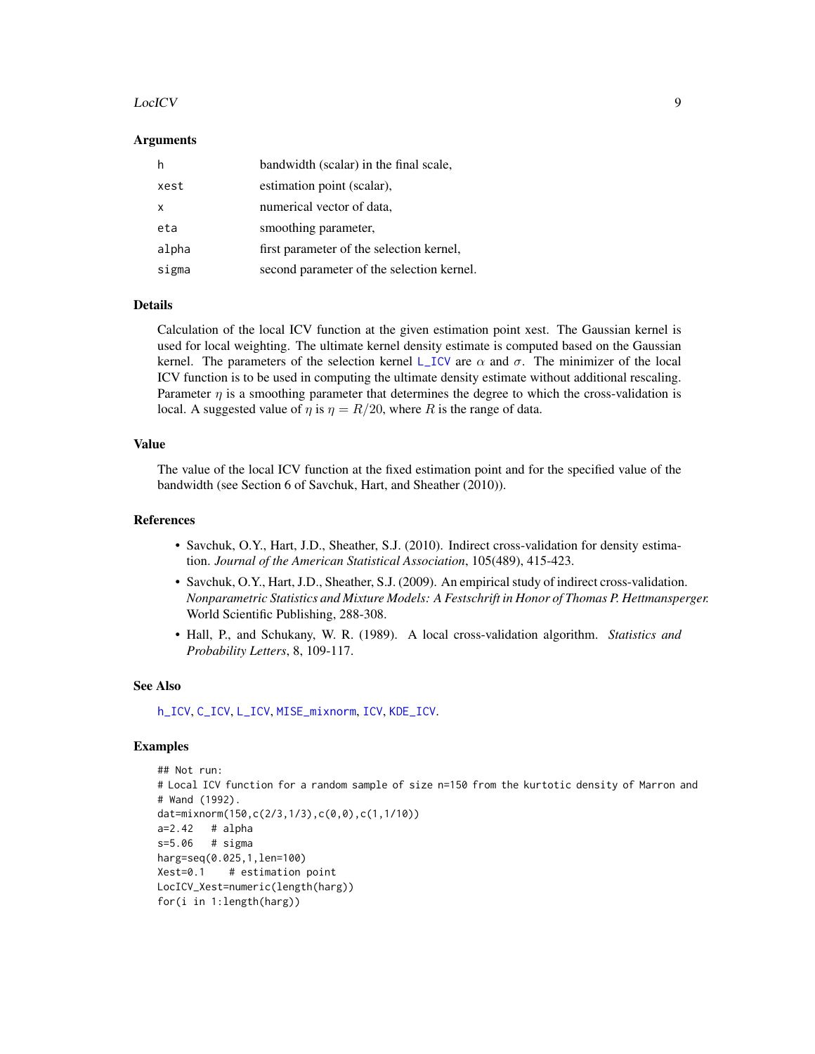### Arguments

| | |
|---|---|
| h | bandwidth (scalar) in the final scale, |
| xest | estimation point (scalar), |
| x | numerical vector of data, |
| eta | smoothing parameter, |
| alpha | first parameter of the selection kernel, |
| sigma | second parameter of the selection kernel. |

### Details

Calculation of the local ICV function at the given estimation point xest. The Gaussian kernel is used for local weighting. The ultimate kernel density estimate is computed based on the Gaussian kernel. The parameters of the selection kernel L_ICV are $\alpha$ and $\sigma$. The minimizer of the local ICV function is to be used in computing the ultimate density estimate without additional rescaling. Parameter $\eta$ is a smoothing parameter that determines the degree to which the cross-validation is local. A suggested value of $\eta$ is $\eta = R/20$, where $R$ is the range of data.

### Value

The value of the local ICV function at the fixed estimation point and for the specified value of the bandwidth (see Section 6 of Savchuk, Hart, and Sheather (2010)).

### References

- Savchuk, O.Y., Hart, J.D., Sheather, S.J. (2010). Indirect cross-validation for density estimation. *Journal of the American Statistical Association*, 105(489), 415-423.
- Savchuk, O.Y., Hart, J.D., Sheather, S.J. (2009). An empirical study of indirect cross-validation. *Nonparametric Statistics and Mixture Models: A Festschrift in Honor of Thomas P. Hettmansperger.* World Scientific Publishing, 288-308.
- Hall, P., and Schukany, W. R. (1989). A local cross-validation algorithm. *Statistics and Probability Letters*, 8, 109-117.

### See Also

h_ICV, C_ICV, L_ICV, MISE_mixnorm, ICV, KDE_ICV.

### Examples

```
## Not run:
# Local ICV function for a random sample of size n=150 from the kurtotic density of Marron and
# Wand (1992).
dat=mixnorm(150,c(2/3,1/3),c(0,0),c(1,1/10))
a=2.42   # alpha
s=5.06   # sigma
harg=seq(0.025,1,len=100)
Xest=0.1    # estimation point
LocICV_Xest=numeric(length(harg))
for(i in 1:length(harg))
```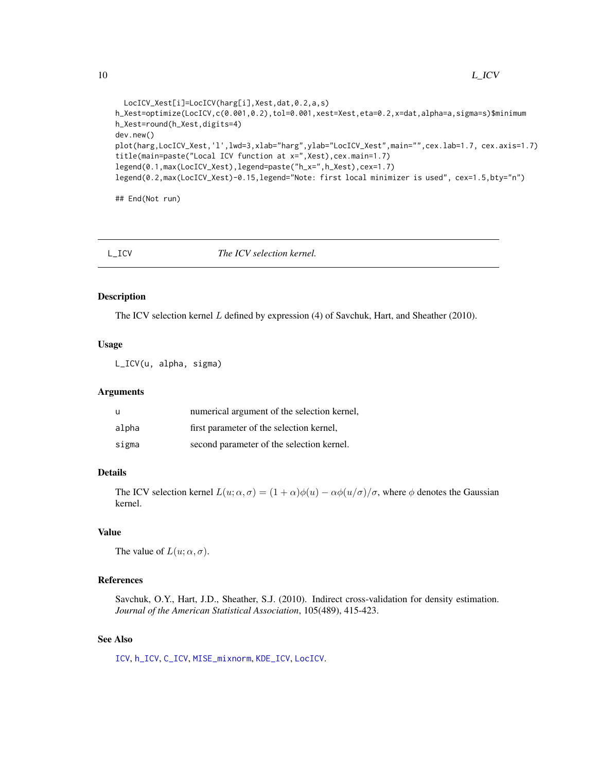```
  LocICV_Xest[i]=LocICV(harg[i],Xest,dat,0.2,a,s)
h_Xest=optimize(LocICV,c(0.001,0.2),tol=0.001,xest=Xest,eta=0.2,x=dat,alpha=a,sigma=s)$minimum
h_Xest=round(h_Xest,digits=4)
dev.new()
plot(harg,LocICV_Xest,'l',lwd=3,xlab="harg",ylab="LocICV_Xest",main="",cex.lab=1.7, cex.axis=1.7)
title(main=paste("Local ICV function at x=",Xest),cex.main=1.7)
legend(0.1,max(LocICV_Xest),legend=paste("h_x=",h_Xest),cex=1.7)
legend(0.2,max(LocICV_Xest)-0.15,legend="Note: first local minimizer is used", cex=1.5,bty="n")

## End(Not run)
```

---

## L_ICV — *The ICV selection kernel.*

### Description

The ICV selection kernel $L$ defined by expression (4) of Savchuk, Hart, and Sheather (2010).

### Usage

```
L_ICV(u, alpha, sigma)
```

### Arguments

| | |
|---|---|
| u | numerical argument of the selection kernel, |
| alpha | first parameter of the selection kernel, |
| sigma | second parameter of the selection kernel. |

### Details

The ICV selection kernel $L(u;\alpha,\sigma) = (1+\alpha)\phi(u) - \alpha\phi(u/\sigma)/\sigma$, where $\phi$ denotes the Gaussian kernel.

### Value

The value of $L(u;\alpha,\sigma)$.

### References

Savchuk, O.Y., Hart, J.D., Sheather, S.J. (2010). Indirect cross-validation for density estimation. *Journal of the American Statistical Association*, 105(489), 415-423.

### See Also

ICV, h_ICV, C_ICV, MISE_mixnorm, KDE_ICV, LocICV.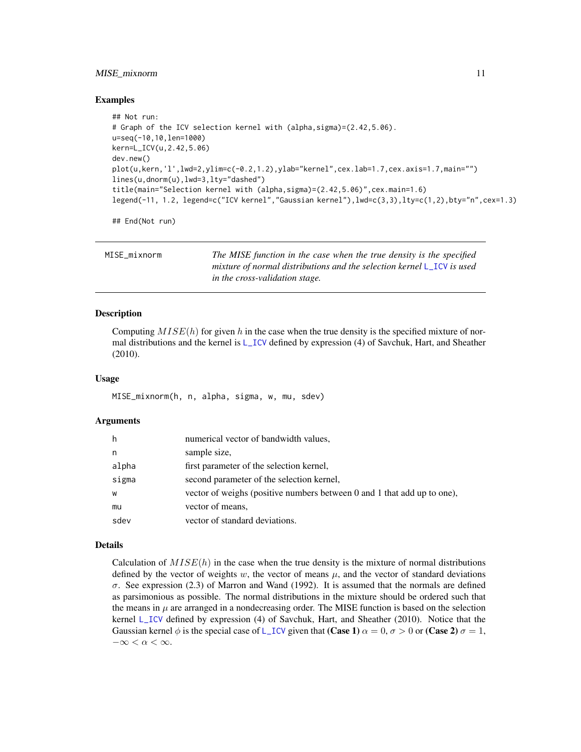## Examples

```
## Not run:
# Graph of the ICV selection kernel with (alpha,sigma)=(2.42,5.06).
u=seq(-10,10,len=1000)
kern=L_ICV(u,2.42,5.06)
dev.new()
plot(u,kern,'l',lwd=2,ylim=c(-0.2,1.2),ylab="kernel",cex.lab=1.7,cex.axis=1.7,main="")
lines(u,dnorm(u),lwd=3,lty="dashed")
title(main="Selection kernel with (alpha,sigma)=(2.42,5.06)",cex.main=1.6)
legend(-11, 1.2, legend=c("ICV kernel","Gaussian kernel"),lwd=c(3,3),lty=c(1,2),bty="n",cex=1.3)

## End(Not run)
```

---

# MISE_mixnorm

*The MISE function in the case when the true density is the specified mixture of normal distributions and the selection kernel L_ICV is used in the cross-validation stage.*

---

## Description

Computing $MISE(h)$ for given $h$ in the case when the true density is the specified mixture of normal distributions and the kernel is L_ICV defined by expression (4) of Savchuk, Hart, and Sheather (2010).

## Usage

```
MISE_mixnorm(h, n, alpha, sigma, w, mu, sdev)
```

## Arguments

| | |
|---|---|
| h | numerical vector of bandwidth values, |
| n | sample size, |
| alpha | first parameter of the selection kernel, |
| sigma | second parameter of the selection kernel, |
| w | vector of weighs (positive numbers between 0 and 1 that add up to one), |
| mu | vector of means, |
| sdev | vector of standard deviations. |

## Details

Calculation of $MISE(h)$ in the case when the true density is the mixture of normal distributions defined by the vector of weights $w$, the vector of means $\mu$, and the vector of standard deviations $\sigma$. See expression (2.3) of Marron and Wand (1992). It is assumed that the normals are defined as parsimonious as possible. The normal distributions in the mixture should be ordered such that the means in $\mu$ are arranged in a nondecreasing order. The MISE function is based on the selection kernel L_ICV defined by expression (4) of Savchuk, Hart, and Sheather (2010). Notice that the Gaussian kernel $\phi$ is the special case of L_ICV given that **(Case 1)** $\alpha = 0$, $\sigma > 0$ or **(Case 2)** $\sigma = 1$, $-\infty < \alpha < \infty$.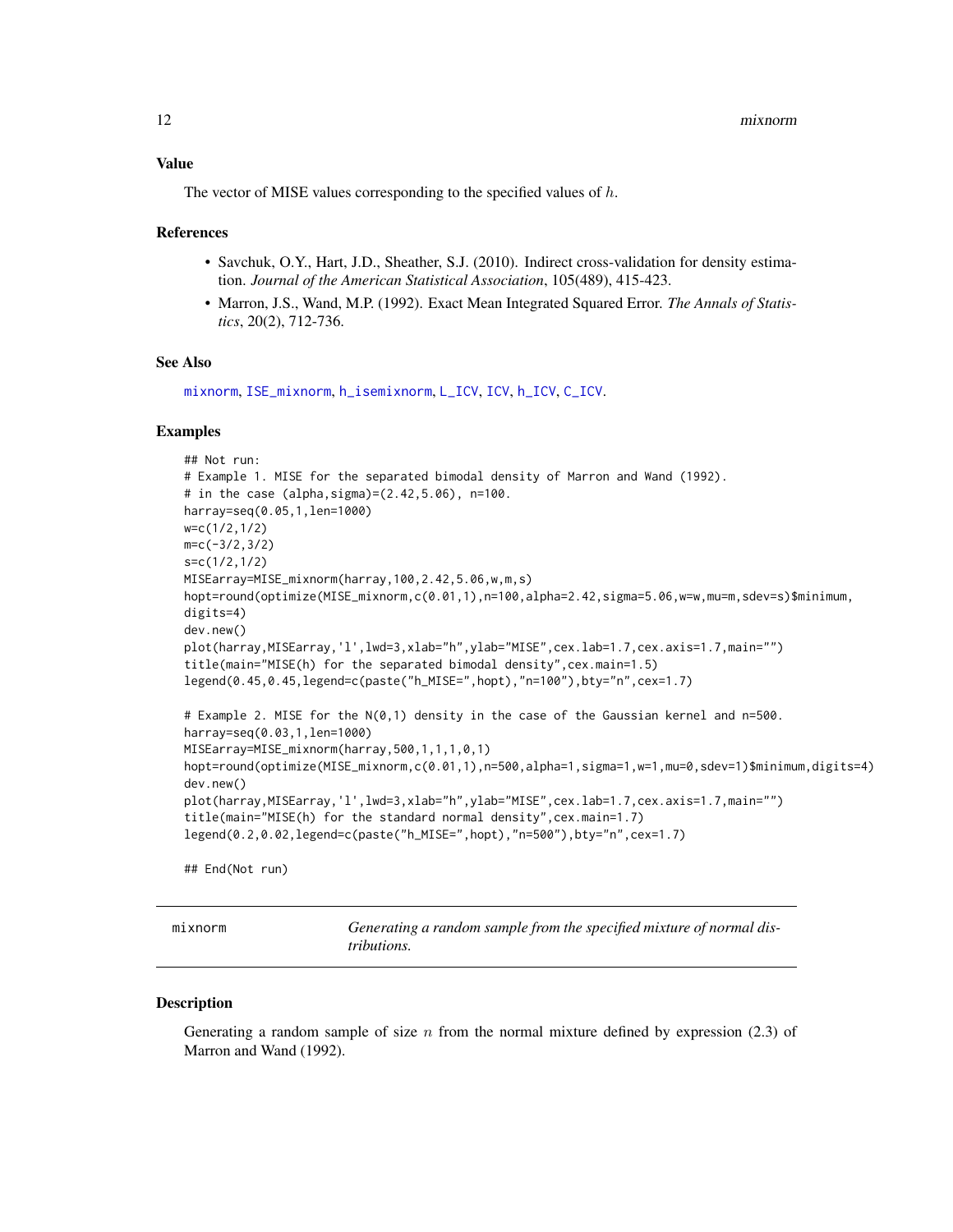### Value

The vector of MISE values corresponding to the specified values of $h$.

### References

- Savchuk, O.Y., Hart, J.D., Sheather, S.J. (2010). Indirect cross-validation for density estimation. *Journal of the American Statistical Association*, 105(489), 415-423.
- Marron, J.S., Wand, M.P. (1992). Exact Mean Integrated Squared Error. *The Annals of Statistics*, 20(2), 712-736.

### See Also

mixnorm, ISE_mixnorm, h_isemixnorm, L_ICV, ICV, h_ICV, C_ICV.

### Examples

```
## Not run:
# Example 1. MISE for the separated bimodal density of Marron and Wand (1992).
# in the case (alpha,sigma)=(2.42,5.06), n=100.
harray=seq(0.05,1,len=1000)
w=c(1/2,1/2)
m=c(-3/2,3/2)
s=c(1/2,1/2)
MISEarray=MISE_mixnorm(harray,100,2.42,5.06,w,m,s)
hopt=round(optimize(MISE_mixnorm,c(0.01,1),n=100,alpha=2.42,sigma=5.06,w=w,mu=m,sdev=s)$minimum,
digits=4)
dev.new()
plot(harray,MISEarray,'l',lwd=3,xlab="h",ylab="MISE",cex.lab=1.7,cex.axis=1.7,main="")
title(main="MISE(h) for the separated bimodal density",cex.main=1.5)
legend(0.45,0.45,legend=c(paste("h_MISE=",hopt),"n=100"),bty="n",cex=1.7)

# Example 2. MISE for the N(0,1) density in the case of the Gaussian kernel and n=500.
harray=seq(0.03,1,len=1000)
MISEarray=MISE_mixnorm(harray,500,1,1,1,0,1)
hopt=round(optimize(MISE_mixnorm,c(0.01,1),n=500,alpha=1,sigma=1,w=1,mu=0,sdev=1)$minimum,digits=4)
dev.new()
plot(harray,MISEarray,'l',lwd=3,xlab="h",ylab="MISE",cex.lab=1.7,cex.axis=1.7,main="")
title(main="MISE(h) for the standard normal density",cex.main=1.7)
legend(0.2,0.02,legend=c(paste("h_MISE=",hopt),"n=500"),bty="n",cex=1.7)

## End(Not run)
```

---

## mixnorm — *Generating a random sample from the specified mixture of normal distributions.*

### Description

Generating a random sample of size $n$ from the normal mixture defined by expression (2.3) of Marron and Wand (1992).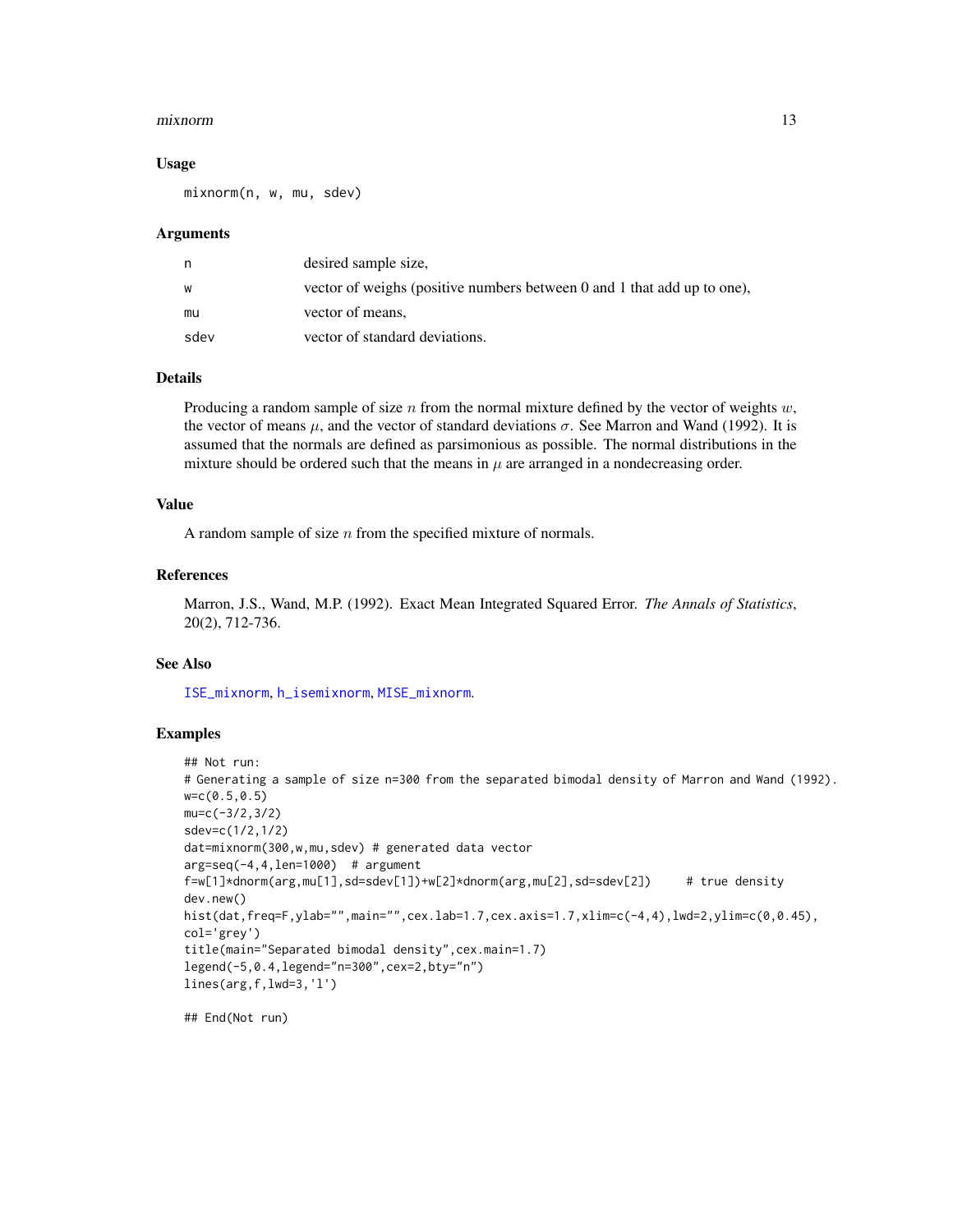### Usage

```
mixnorm(n, w, mu, sdev)
```

### Arguments

| | |
|---|---|
| n | desired sample size, |
| w | vector of weighs (positive numbers between 0 and 1 that add up to one), |
| mu | vector of means, |
| sdev | vector of standard deviations. |

### Details

Producing a random sample of size $n$ from the normal mixture defined by the vector of weights $w$, the vector of means $\mu$, and the vector of standard deviations $\sigma$. See Marron and Wand (1992). It is assumed that the normals are defined as parsimonious as possible. The normal distributions in the mixture should be ordered such that the means in $\mu$ are arranged in a nondecreasing order.

### Value

A random sample of size $n$ from the specified mixture of normals.

### References

Marron, J.S., Wand, M.P. (1992). Exact Mean Integrated Squared Error. *The Annals of Statistics*, 20(2), 712-736.

### See Also

ISE_mixnorm, h_isemixnorm, MISE_mixnorm.

### Examples

```
## Not run:
# Generating a sample of size n=300 from the separated bimodal density of Marron and Wand (1992).
w=c(0.5,0.5)
mu=c(-3/2,3/2)
sdev=c(1/2,1/2)
dat=mixnorm(300,w,mu,sdev) # generated data vector
arg=seq(-4,4,len=1000)  # argument
f=w[1]*dnorm(arg,mu[1],sd=sdev[1])+w[2]*dnorm(arg,mu[2],sd=sdev[2])     # true density
dev.new()
hist(dat,freq=F,ylab="",main="",cex.lab=1.7,cex.axis=1.7,xlim=c(-4,4),lwd=2,ylim=c(0,0.45),
col='grey')
title(main="Separated bimodal density",cex.main=1.7)
legend(-5,0.4,legend="n=300",cex=2,bty="n")
lines(arg,f,lwd=3,'l')

## End(Not run)
```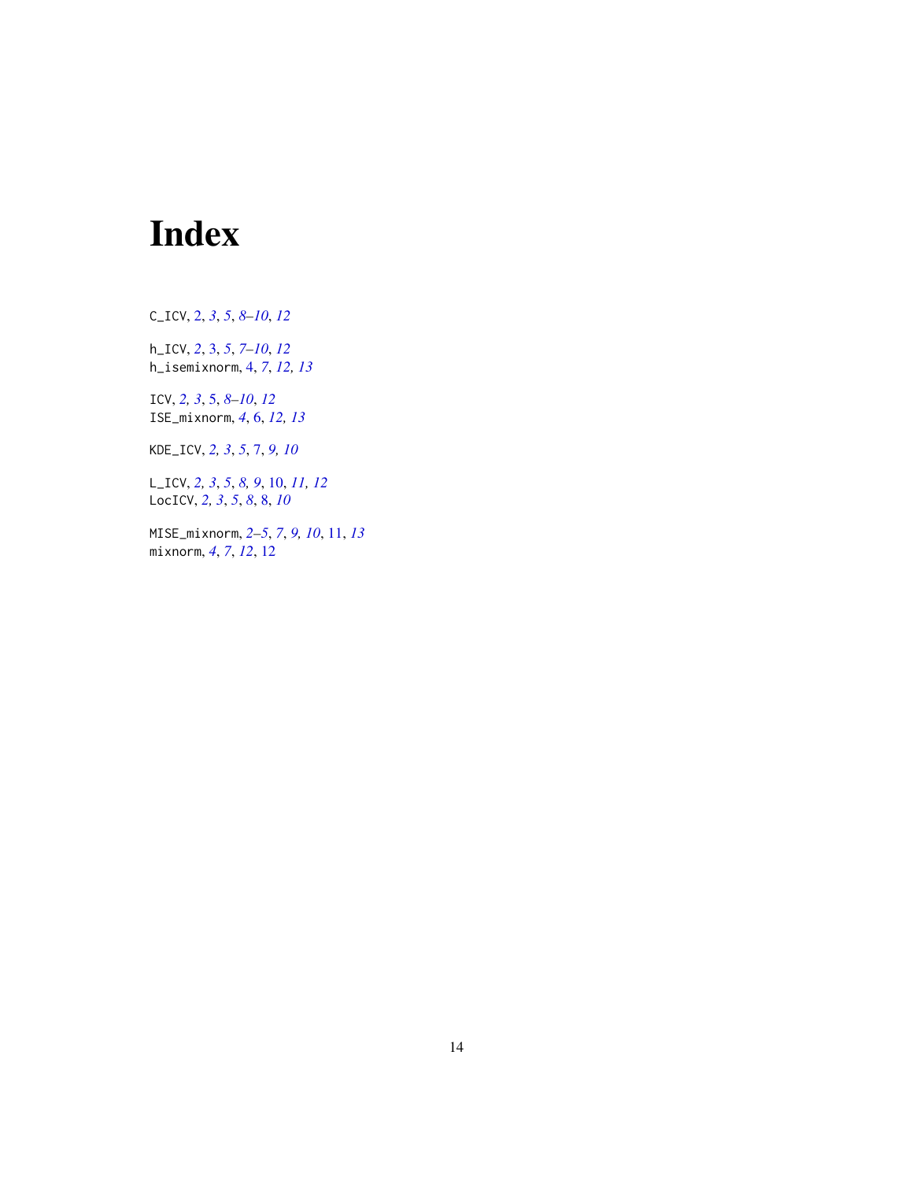# Index

C_ICV, 2, *3*, *5*, *8–10*, *12*

h_ICV, *2*, 3, *5*, *7–10*, *12*
h_isemixnorm, 4, *7*, *12, 13*

ICV, *2, 3*, 5, *8–10*, *12*
ISE_mixnorm, *4*, 6, *12, 13*

KDE_ICV, *2, 3*, *5*, 7, *9, 10*

L_ICV, *2, 3*, *5*, *8, 9*, 10, *11, 12*
LocICV, *2, 3*, *5*, *8*, 8, *10*

MISE_mixnorm, *2–5*, *7*, *9, 10*, 11, *13*
mixnorm, *4*, *7*, *12*, 12